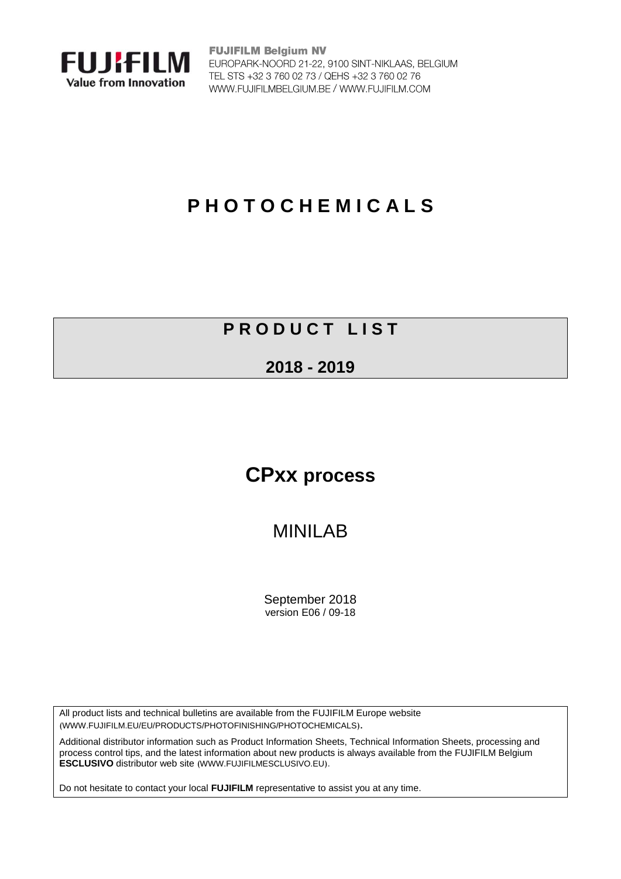**FUJIFILM**
**Value from Innovation**

**FUJIFILM Belgium NV**
EUROPARK-NOORD 21-22, 9100 SINT-NIKLAAS, BELGIUM
TEL STS +32 3 760 02 73 / QEHS +32 3 760 02 76
WWW.FUJIFILMBELGIUM.BE / WWW.FUJIFILM.COM

# P H O T O C H E M I C A L S

## P R O D U C T   L I S T

## 2018 - 2019

# CPxx process

## MINILAB

September 2018
version E06 / 09-18

All product lists and technical bulletins are available from the FUJIFILM Europe website (WWW.FUJIFILM.EU/EU/PRODUCTS/PHOTOFINISHING/PHOTOCHEMICALS).

Additional distributor information such as Product Information Sheets, Technical Information Sheets, processing and process control tips, and the latest information about new products is always available from the FUJIFILM Belgium **ESCLUSIVO** distributor web site (WWW.FUJIFILMESCLUSIVO.EU).

Do not hesitate to contact your local **FUJIFILM** representative to assist you at any time.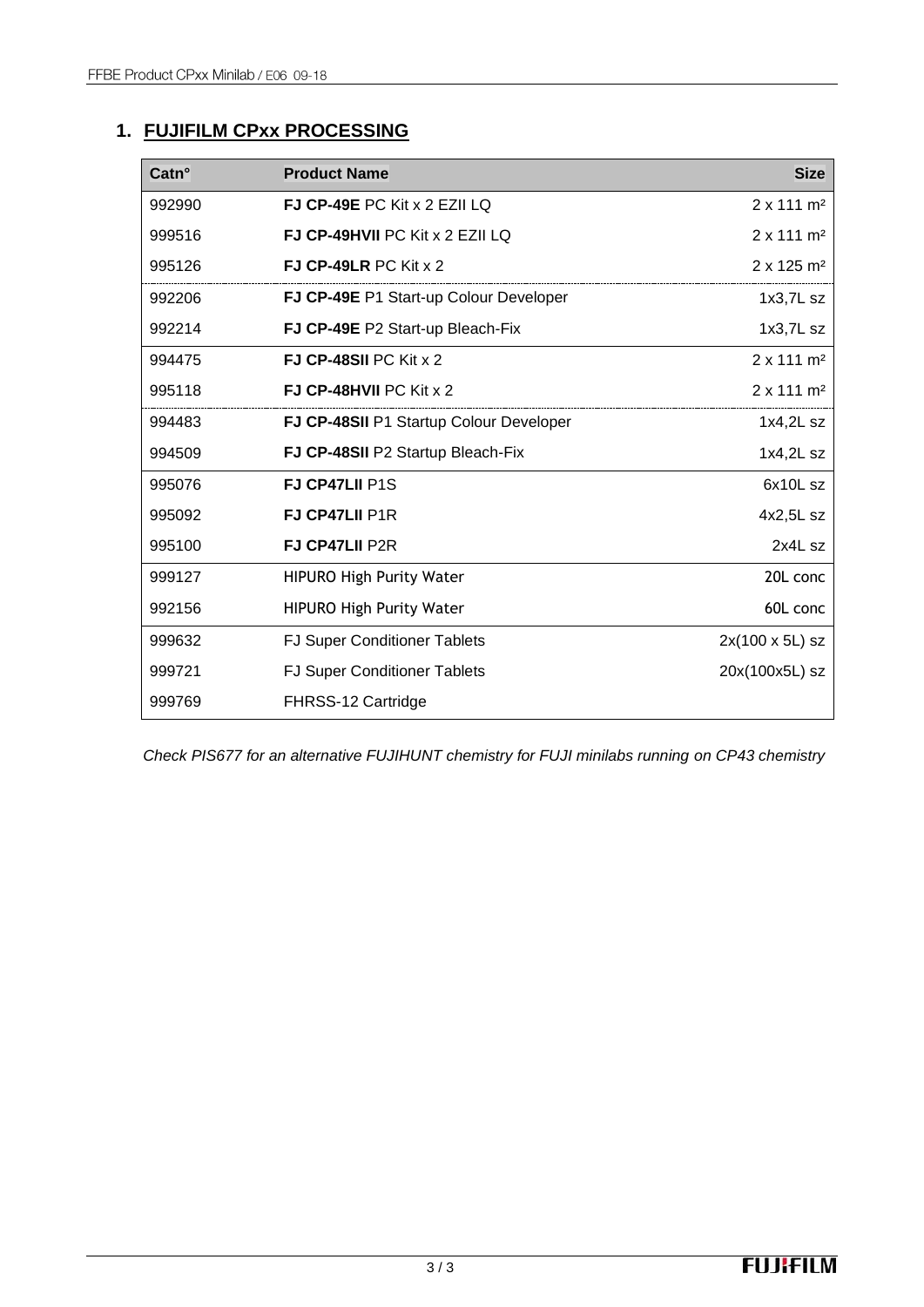## 1. FUJIFILM CPxx PROCESSING

| Catn° | Product Name | Size |
|---|---|---|
| 992990 | **FJ CP-49E** PC Kit x 2 EZII LQ | 2 x 111 m² |
| 999516 | **FJ CP-49HVII** PC Kit x 2 EZII LQ | 2 x 111 m² |
| 995126 | **FJ CP-49LR** PC Kit x 2 | 2 x 125 m² |
| 992206 | **FJ CP-49E** P1 Start-up Colour Developer | 1x3,7L sz |
| 992214 | **FJ CP-49E** P2 Start-up Bleach-Fix | 1x3,7L sz |
| 994475 | **FJ CP-48SII** PC Kit x 2 | 2 x 111 m² |
| 995118 | **FJ CP-48HVII** PC Kit x 2 | 2 x 111 m² |
| 994483 | **FJ CP-48SII** P1 Startup Colour Developer | 1x4,2L sz |
| 994509 | **FJ CP-48SII** P2 Startup Bleach-Fix | 1x4,2L sz |
| 995076 | **FJ CP47LII** P1S | 6x10L sz |
| 995092 | **FJ CP47LII** P1R | 4x2,5L sz |
| 995100 | **FJ CP47LII** P2R | 2x4L sz |
| 999127 | HIPURO High Purity Water | 20L conc |
| 992156 | HIPURO High Purity Water | 60L conc |
| 999632 | FJ Super Conditioner Tablets | 2x(100 x 5L) sz |
| 999721 | FJ Super Conditioner Tablets | 20x(100x5L) sz |
| 999769 | FHRSS-12 Cartridge | |

*Check PIS677 for an alternative FUJIHUNT chemistry for FUJI minilabs running on CP43 chemistry*